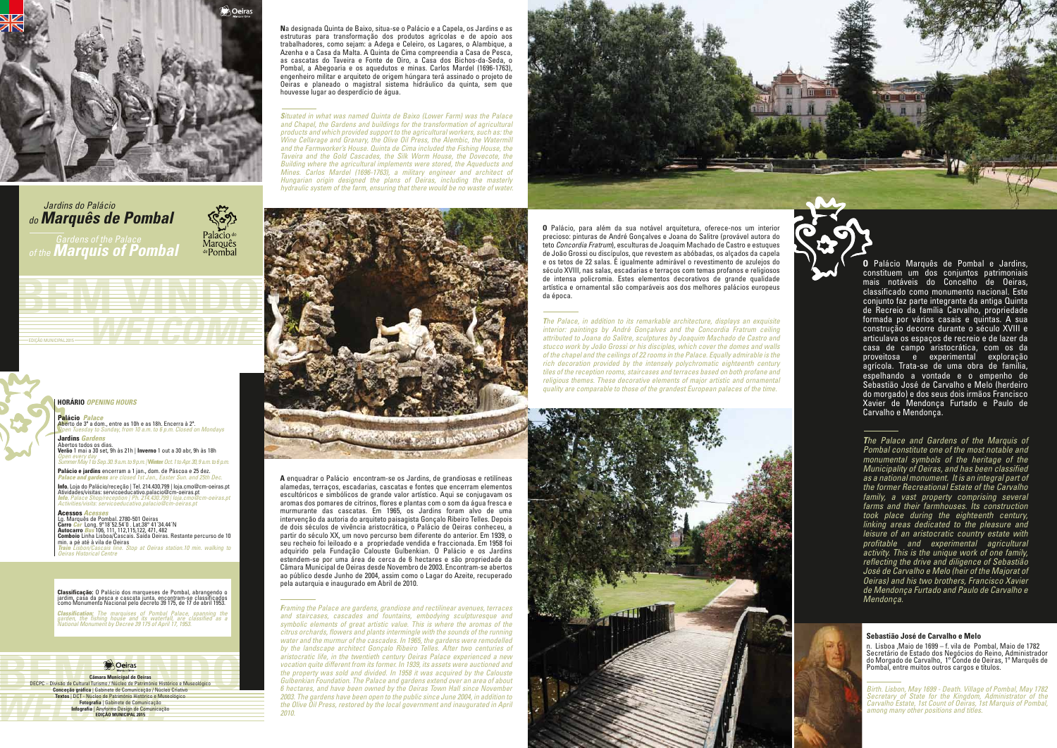# Jardins do Palácio do Marquês de Pombal

## Gardens of the Palace of the Marquis of Pombal

BEM VINDO

WELCOME

EDIÇÃO MUNICIPAL 2015

### HORÁRIO *OPENING HOURS*

**Palácio** *Palace*
Aberto de 3ª a dom., entre as 10h e as 18h. Encerra à 2ª.
*Open Tuesday to Sunday, from 10 a.m. to 6 p.m. Closed on Mondays*

**Jardins** *Gardens*
Abertos todos os dias.
**Verão** 1 mai a 30 set, 9h às 21h | **Inverno** 1 out a 30 abr, 9h às 18h
*Open every day*
*Summer May 1 to Sep.30, 9 a.m. to 9 p.m.* | ***Winter*** *Oct. 1 to Apr.30, 9 a.m. to 6 p.m.*

**Palácio e jardins** encerram a 1 jan., dom. de Páscoa e 25 dez.
***Palace and gardens*** *are closed 1st Jan., Easter Sun. and 25th Dec.*

**Info.** Loja do Palácio/receção | Tel. 214.430.799 | loja.cmo@cm-oeiras.pt
Atividades/visitas: servicoeducativo.palacio@cm-oeiras.pt
***Info.*** *Palace Shop/reception | Ph. 214.430.799 | loja.cmo@cm-oeiras.pt*
*Activities/visits: servicoeducativo.palacio@cm-oeiras.pt*

**Acessos** *Acesses*
Lg. Marquês de Pombal. 2780-501 Oeiras
**Carro** *Car* Long. 9°18'52.54"O , Lat.38° 41'34.44"N
**Autocarro** *Bus* 106, 111, 112,115,122, 471, 482
**Comboio** Linha Lisboa/Cascais. Saída Oeiras. Restante percurso de 10 min. a pé até à vila de Oeiras
***Train*** *Lisbon/Cascais line. Stop at Oeiras station.10 min. walking to Oeiras Historical Centre*

**Classificação:** O Palácio dos marqueses de Pombal, abrangendo o jardim, casa da pesca e cascata junta, encontram-se classificados como Monumento Nacional pelo decreto 39 175, de 17 de abril 1953.

***Classification:*** *The marquises of Pombal Palace, spanning the garden, the fishing house and its waterfall, are classified as a National Monument by Decree 39 175 of April 17, 1953.*

**Câmara Municipal de Oeiras**
DECPC – Divisão de Cultural Turismo / Núcleo de Património Histórico e Museológico
**Conceção gráfica** | Gabinete de Comunicação / Núcleo Criativo
**Textos** | DCT - Núcleo de Património Histórico e Museológico
**Fotografia** | Gabinete de Comunicação
**Infografia** | Anyforms Design de Comunicação
**EDIÇÃO MUNICIPAL 2015**

**N**a designada Quinta de Baixo, situa-se o Palácio e a Capela, os Jardins e as estruturas para transformação dos produtos agrícolas e de apoio aos trabalhadores, como sejam: a Adega e Celeiro, os Lagares, o Alambique, a Azenha e a Casa da Malta. A Quinta de Cima compreendia a Casa de Pesca, as cascatas do Taveira e Fonte de Oiro, a Casa dos Bichos-da-Seda, o Pombal, a Abegoaria e os aquedutos e minas. Carlos Mardel (1696-1763), engenheiro militar e arquiteto de origem húngara terá assinado o projeto de Oeiras e planeado o magistral sistema hidráulico da quinta, sem que houvesse lugar ao desperdício de água.

*Situated in what was named Quinta de Baixo (Lower Farm) was the Palace and Chapel, the Gardens and buildings for the transformation of agricultural products and which provided support to the agricultural workers, such as: the Wine Cellarage and Granary, the Olive Oil Press, the Alembic, the Watermill and the Farmworker's House. Quinta de Cima included the Fishing House, the Taveira and the Gold Cascades, the Silk Worm House, the Dovecote, the Building where the agricultural implements were stored, the Aqueducts and Mines. Carlos Mardel (1696-1763), a military engineer and architect of Hungarian origin designed the plans of Oeiras, including the masterly hydraulic system of the farm, ensuring that there would be no waste of water.*

**A** enquadrar o Palácio encontram-se os Jardins, de grandiosas e retilíneas alamedas, terraços, escadarias, cascatas e fontes que encerram elementos escultóricos e simbólicos de grande valor artístico. Aqui se conjugavam os aromas dos pomares de citrinos, flores e plantas com o som da água fresca e murmurante das cascatas. Em 1965, os Jardins foram alvo de uma intervenção da autoria do arquiteto paisagista Gonçalo Ribeiro Telles. Depois de dois séculos de vivência aristocrática, o Palácio de Oeiras conheceu, a partir do século XX, um novo percurso bem diferente do anterior. Em 1939, o seu recheio foi leiloado e a propriedade vendida e fraccionada. Em 1958 foi adquirido pela Fundação Calouste Gulbenkian. O Palácio e os Jardins estendem-se por uma área de cerca de 6 hectares e são propriedade da Câmara Municipal de Oeiras desde Novembro de 2003. Encontram-se abertos ao público desde Junho de 2004, assim como o Lagar do Azeite, recuperado pela autarquia e inaugurado em Abril de 2010.

*Framing the Palace are gardens, grandiose and rectilinear avenues, terraces and staircases, cascades and fountains, embodying sculpturesque and symbolic elements of great artistic value. This is where the aromas of the citrus orchards, flowers and plants intermingle with the sounds of the running water and the murmur of the cascades. In 1965, the gardens were remodelled by the landscape architect Gonçalo Ribeiro Telles. After two centuries of aristocratic life, in the twentieth century Oeiras Palace experienced a new vocation quite different from its former. In 1939, its assets were auctioned and the property was sold and divided. In 1958 it was acquired by the Calouste Gulbenkian Foundation. The Palace and gardens extend over an area of about 6 hectares, and have been owned by the Oeiras Town Hall since November 2003. The gardens have been open to the public since June 2004, in addition to the Olive Oil Press, restored by the local government and inaugurated in April 2010.*

**O** Palácio, para além da sua notável arquitetura, oferece-nos um interior precioso: pinturas de André Gonçalves e Joana do Salitre (provável autora do teto *Concordia Fratrum*), esculturas de Joaquim Machado de Castro e estuques de João Grossi ou discípulos, que revestem as abóbadas, os alçados da capela e os tetos de 22 salas. É igualmente admirável o revestimento de azulejos do século XVIII, nas salas, escadarias e terraços com temas profanos e religiosos de intensa policromia. Estes elementos decorativos de grande qualidade artística e ornamental são comparáveis aos dos melhores palácios europeus da época.

*The Palace, in addition to its remarkable architecture, displays an exquisite interior: paintings by André Gonçalves and the Concordia Fratrum ceiling attributed to Joana do Salitre, sculptures by Joaquim Machado de Castro and stucco work by João Grossi or his disciples, which cover the domes and walls of the chapel and the ceilings of 22 rooms in the Palace. Equally admirable is the rich decoration provided by the intensely polychromatic eighteenth century tiles of the reception rooms, staircases and terraces based on both profane and religious themes. These decorative elements of major artistic and ornamental quality are comparable to those of the grandest European palaces of the time.*

**O** Palácio Marquês de Pombal e Jardins, constituem um dos conjuntos patrimoniais mais notáveis do Concelho de Oeiras, classificado como monumento nacional. Este conjunto faz parte integrante da antiga Quinta de Recreio da família Carvalho, propriedade formada por vários casais e quintas. A sua construção decorre durante o século XVIII e articulava os espaços de recreio e de lazer da casa de campo aristocrática, com os da proveitosa e experimental exploração agrícola. Trata-se de uma obra de família, espelhando a vontade e o empenho de Sebastião José de Carvalho e Melo (herdeiro do morgado) e dos seus dois irmãos Francisco Xavier de Mendonça Furtado e Paulo de Carvalho e Mendonça.

*The Palace and Gardens of the Marquis of Pombal constitute one of the most notable and monumental symbols of the heritage of the Municipality of Oeiras, and has been classified as a national monument. It is an integral part of the former Recreational Estate of the Carvalho family, a vast property comprising several farms and their farmhouses. Its construction took place during the eighteenth century, linking areas dedicated to the pleasure and leisure of an aristocratic country estate with profitable and experimental agricultural activity. This is the unique work of one family, reflecting the drive and diligence of Sebastião José de Carvalho e Melo (heir of the Majorat of Oeiras) and his two brothers, Francisco Xavier de Mendonça Furtado and Paulo de Carvalho e Mendonça.*

**Sebastião José de Carvalho e Melo**

n. Lisboa ,Maio de 1699 – f. vila de Pombal, Maio de 1782
Secretário de Estado dos Negócios do Reino, Administrador do Morgado de Carvalho, 1º Conde de Oeiras, 1º Marquês de Pombal, entre muitos outros cargos e títulos.

*Birth. Lisbon, May 1699 - Death. Village of Pombal, May 1782*
*Secretary of State for the Kingdom, Administrator of the Carvalho Estate, 1st Count of Oeiras, 1st Marquis of Pombal, among many other positions and titles.*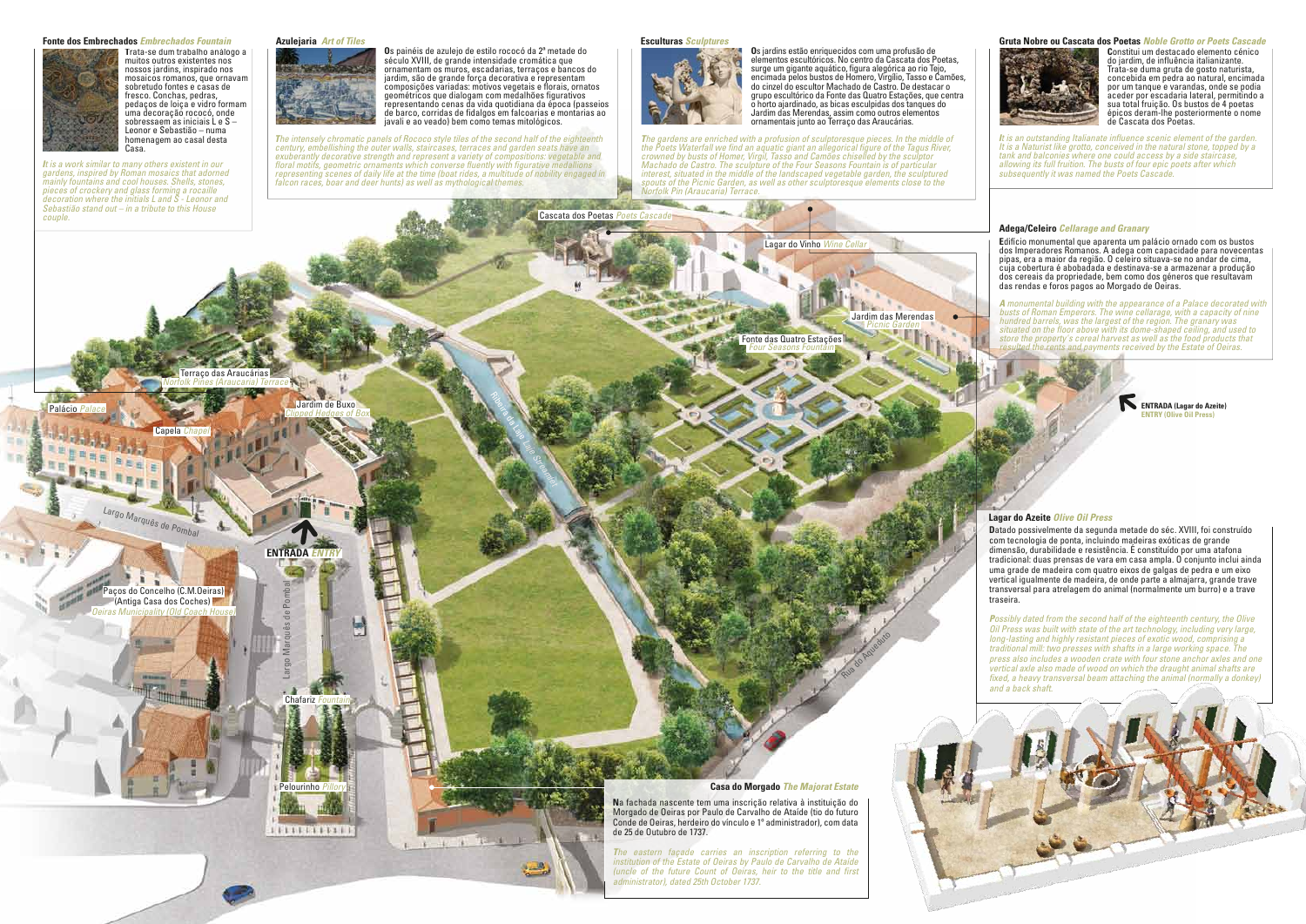### Fonte dos Embrechados *Embrechados Fountain*

Trata-se dum trabalho análogo a muitos outros existentes nos nossos jardins, inspirado nos mosaicos romanos, que ornavam sobretudo fontes e casas de fresco. Conchas, pedras, pedaços de loiça e vidro formam uma decoração rococó, onde sobressaem as iniciais L e S – Leonor e Sebastião – numa homenagem ao casal desta Casa.

*It is a work similar to many others existent in our gardens, inspired by Roman mosaics that adorned mainly fountains and cool houses. Shells, stones, pieces of crockery and glass forming a rocaille decoration where the initials L and S - Leonor and Sebastião stand out – in a tribute to this House couple.*

### Azulejaria *Art of Tiles*

Os painéis de azulejo de estilo rococó da 2ª metade do século XVIII, de grande intensidade cromática que ornamentam os muros, escadarias, terraços e bancos do jardim, são de grande força decorativa e representam composições variadas: motivos vegetais e florais, ornatos geométricos que dialogam com medalhões figurativos representando cenas da vida quotidiana da época (passeios de barco, corridas de fidalgos em falcoarias e montarias ao javali e ao veado) bem como temas mitológicos.

*The intensely chromatic panels of Rococo style tiles of the second half of the eighteenth century, embellishing the outer walls, staircases, terraces and garden seats have an exuberantly decorative strength and represent a variety of compositions: vegetable and floral motifs, geometric ornaments which converse fluently with figurative medallions representing scenes of daily life at the time (boat rides, a multitude of nobility engaged in falcon races, boar and deer hunts) as well as mythological themes.*

### Esculturas *Sculptures*

Os jardins estão enriquecidos com uma profusão de elementos escultóricos. No centro da Cascata dos Poetas, surge um gigante aquático, figura alegórica ao rio Tejo, encimada pelos bustos de Homero, Virgílio, Tasso e Camões, do cinzel do escultor Machado de Castro. De destacar o grupo escultórico da Fonte das Quatro Estações, que centra o horto ajardinado, as bicas esculpidas dos tanques do Jardim das Merendas, assim como outros elementos ornamentais junto ao Terraço das Araucárias.

*The gardens are enriched with a profusion of sculpturesque pieces. In the middle of the Poets Waterfall we find an aquatic giant an allegorical figure of the Tagus River, crowned by busts of Homer, Virgil, Tasso and Camões chiselled by the sculptor Machado de Castro. The sculpture of the Four Seasons Fountain is of particular interest, situated in the middle of the landscaped vegetable garden, the sculptured spouts of the Picnic Garden, as well as other sculpturesque elements close to the Norfolk Pin (Araucaria) Terrace.*

### Gruta Nobre ou Cascata dos Poetas *Noble Grotto or Poets Cascade*

Constitui um destacado elemento cénico do jardim, de influência italianizante. Trata-se duma gruta de gosto naturista, concebida em pedra ao natural, encimada por um tanque e varandas, onde se podia aceder por escadaria lateral, permitindo a sua total fruição. Os bustos de 4 poetas épicos deram-lhe posteriormente o nome de Cascata dos Poetas.

*It is an outstanding Italianate influence scenic element of the garden. It is a Naturist like grotto, conceived in the natural stone, topped by a tank and balconies where one could access by a side staircase, allowing its full fruition. The busts of four epic poets after which subsequently it was named the Poets Cascade.*

### Adega/Celeiro *Cellarage and Granary*

Edifício monumental que aparenta um palácio ornado com os bustos dos Imperadores Romanos. A adega com capacidade para novecentas pipas, era a maior da região. O celeiro situava-se no andar de cima, cuja cobertura é abobadada e destinava-se a armazenar a produção dos cereais da propriedade, bem como dos géneros que resultavam das rendas e foros pagos ao Morgado de Oeiras.

*A monumental building with the appearance of a Palace decorated with busts of Roman Emperors. The wine cellarage, with a capacity of nine hundred barrels, was the largest of the region. The granary was situated on the floor above with its dome-shaped ceiling, and used to store the property's cereal harvest as well as the food products that resulted the rents and payments received by the Estate of Oeiras.*

Cascata dos Poetas *Poets Cascade*

Lagar do Vinho *Wine Cellar*

Jardim das Merendas *Picnic Garden*

Fonte das Quatro Estações *Four Seasons Fountain*

Terraço das Araucárias *Norfolk Pines (Araucaria) Terrace*

Palácio *Palace*

Capela *Chapel*

Jardim de Buxo *Clipped Hedges of Box*

Ribeira da Lage *Lage Streamlet*

**ENTRADA (Lagar do Azeite)** **ENTRY (Olive Oil Press)**

Largo Marquês de Pombal

**ENTRADA** *ENTRY*

Paços do Concelho (C.M.Oeiras) (Antiga Casa dos Coches) *Oeiras Municipality (Old Coach House)*

Largo Marquês de Pombal

Chafariz *Fountain*

Pelourinho *Pillory*

Rua do Aqueduto

### Lagar do Azeite *Olive Oil Press*

Datado possivelmente da segunda metade do séc. XVIII, foi construído com tecnologia de ponta, incluindo madeiras exóticas de grande dimensão, durabilidade e resistência. É constituído por uma atafona tradicional: duas prensas de vara em casa ampla. O conjunto inclui ainda uma grade de madeira com quatro eixos de galgas de pedra e um eixo vertical igualmente de madeira, de onde parte a almajarra, grande trave transversal para atrelagem do animal (normalmente um burro) e a trave traseira.

*Possibly dated from the second half of the eighteenth century, the Olive Oil Press was built with state of the art technology, including very large, long-lasting and highly resistant pieces of exotic wood, comprising a traditional mill: two presses with shafts in a large working space. The press also includes a wooden crate with four stone anchor axles and one vertical axle also made of wood on which the draught animal shafts are fixed, a heavy transversal beam attaching the animal (normally a donkey) and a back shaft.*

### Casa do Morgado *The Majorat Estate*

Na fachada nascente tem uma inscrição relativa à instituição do Morgado de Oeiras por Paulo de Carvalho de Ataíde (tio do futuro Conde de Oeiras, herdeiro do vínculo e 1º administrador), com data de 25 de Outubro de 1737.

*The eastern façade carries an inscription referring to the institution of the Estate of Oeiras by Paulo de Carvalho de Ataíde (uncle of the future Count of Oeiras, heir to the title and first administrator), dated 25th October 1737.*